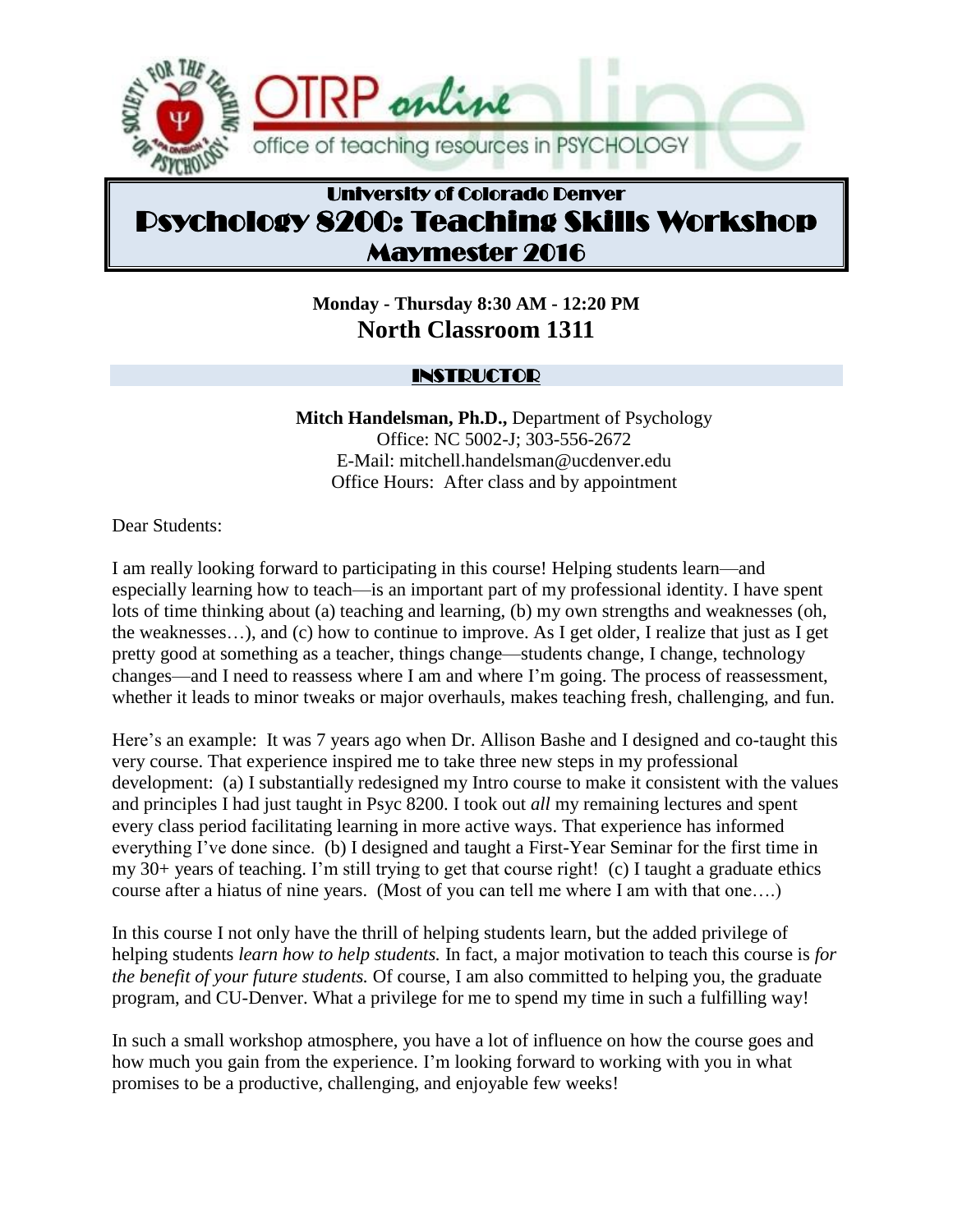OTRP online

office of teaching resources in PSYCHOLOGY

# University of Colorado Denver
# Psychology 8200: Teaching Skills Workshop
# Maymester 2016

**Monday - Thursday 8:30 AM - 12:20 PM**

**North Classroom 1311**

## INSTRUCTOR

**Mitch Handelsman, Ph.D.,** Department of Psychology
Office: NC 5002-J; 303-556-2672
E-Mail: mitchell.handelsman@ucdenver.edu
Office Hours: After class and by appointment

Dear Students:

I am really looking forward to participating in this course! Helping students learn—and especially learning how to teach—is an important part of my professional identity. I have spent lots of time thinking about (a) teaching and learning, (b) my own strengths and weaknesses (oh, the weaknesses…), and (c) how to continue to improve. As I get older, I realize that just as I get pretty good at something as a teacher, things change—students change, I change, technology changes—and I need to reassess where I am and where I'm going. The process of reassessment, whether it leads to minor tweaks or major overhauls, makes teaching fresh, challenging, and fun.

Here's an example: It was 7 years ago when Dr. Allison Bashe and I designed and co-taught this very course. That experience inspired me to take three new steps in my professional development: (a) I substantially redesigned my Intro course to make it consistent with the values and principles I had just taught in Psyc 8200. I took out *all* my remaining lectures and spent every class period facilitating learning in more active ways. That experience has informed everything I've done since. (b) I designed and taught a First-Year Seminar for the first time in my 30+ years of teaching. I'm still trying to get that course right! (c) I taught a graduate ethics course after a hiatus of nine years. (Most of you can tell me where I am with that one….)

In this course I not only have the thrill of helping students learn, but the added privilege of helping students *learn how to help students.* In fact, a major motivation to teach this course is *for the benefit of your future students.* Of course, I am also committed to helping you, the graduate program, and CU-Denver. What a privilege for me to spend my time in such a fulfilling way!

In such a small workshop atmosphere, you have a lot of influence on how the course goes and how much you gain from the experience. I'm looking forward to working with you in what promises to be a productive, challenging, and enjoyable few weeks!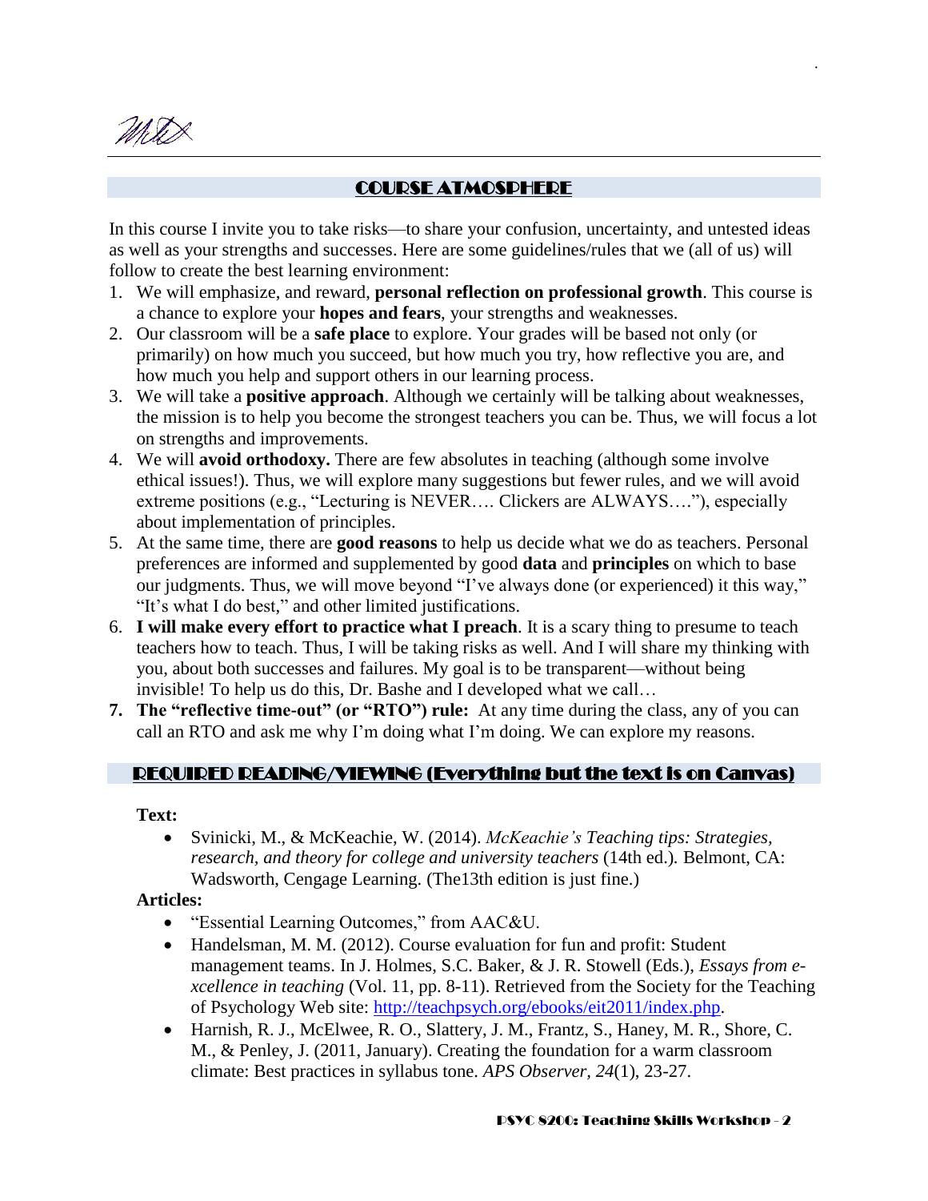## COURSE ATMOSPHERE

In this course I invite you to take risks—to share your confusion, uncertainty, and untested ideas as well as your strengths and successes. Here are some guidelines/rules that we (all of us) will follow to create the best learning environment:

1. We will emphasize, and reward, **personal reflection on professional growth**. This course is a chance to explore your **hopes and fears**, your strengths and weaknesses.
2. Our classroom will be a **safe place** to explore. Your grades will be based not only (or primarily) on how much you succeed, but how much you try, how reflective you are, and how much you help and support others in our learning process.
3. We will take a **positive approach**. Although we certainly will be talking about weaknesses, the mission is to help you become the strongest teachers you can be. Thus, we will focus a lot on strengths and improvements.
4. We will **avoid orthodoxy.** There are few absolutes in teaching (although some involve ethical issues!). Thus, we will explore many suggestions but fewer rules, and we will avoid extreme positions (e.g., "Lecturing is NEVER…. Clickers are ALWAYS…."), especially about implementation of principles.
5. At the same time, there are **good reasons** to help us decide what we do as teachers. Personal preferences are informed and supplemented by good **data** and **principles** on which to base our judgments. Thus, we will move beyond "I've always done (or experienced) it this way," "It's what I do best," and other limited justifications.
6. **I will make every effort to practice what I preach**. It is a scary thing to presume to teach teachers how to teach. Thus, I will be taking risks as well. And I will share my thinking with you, about both successes and failures. My goal is to be transparent—without being invisible! To help us do this, Dr. Bashe and I developed what we call…
7. **The "reflective time-out" (or "RTO") rule:** At any time during the class, any of you can call an RTO and ask me why I'm doing what I'm doing. We can explore my reasons.

## REQUIRED READING/VIEWING (Everything but the text is on Canvas)

**Text:**

- Svinicki, M., & McKeachie, W. (2014). *McKeachie's Teaching tips: Strategies, research, and theory for college and university teachers* (14th ed.). Belmont, CA: Wadsworth, Cengage Learning. (The13th edition is just fine.)

**Articles:**

- "Essential Learning Outcomes," from AAC&U.
- Handelsman, M. M. (2012). Course evaluation for fun and profit: Student management teams. In J. Holmes, S.C. Baker, & J. R. Stowell (Eds.), *Essays from e-xcellence in teaching* (Vol. 11, pp. 8-11). Retrieved from the Society for the Teaching of Psychology Web site: http://teachpsych.org/ebooks/eit2011/index.php.
- Harnish, R. J., McElwee, R. O., Slattery, J. M., Frantz, S., Haney, M. R., Shore, C. M., & Penley, J. (2011, January). Creating the foundation for a warm classroom climate: Best practices in syllabus tone. *APS Observer, 24*(1), 23-27.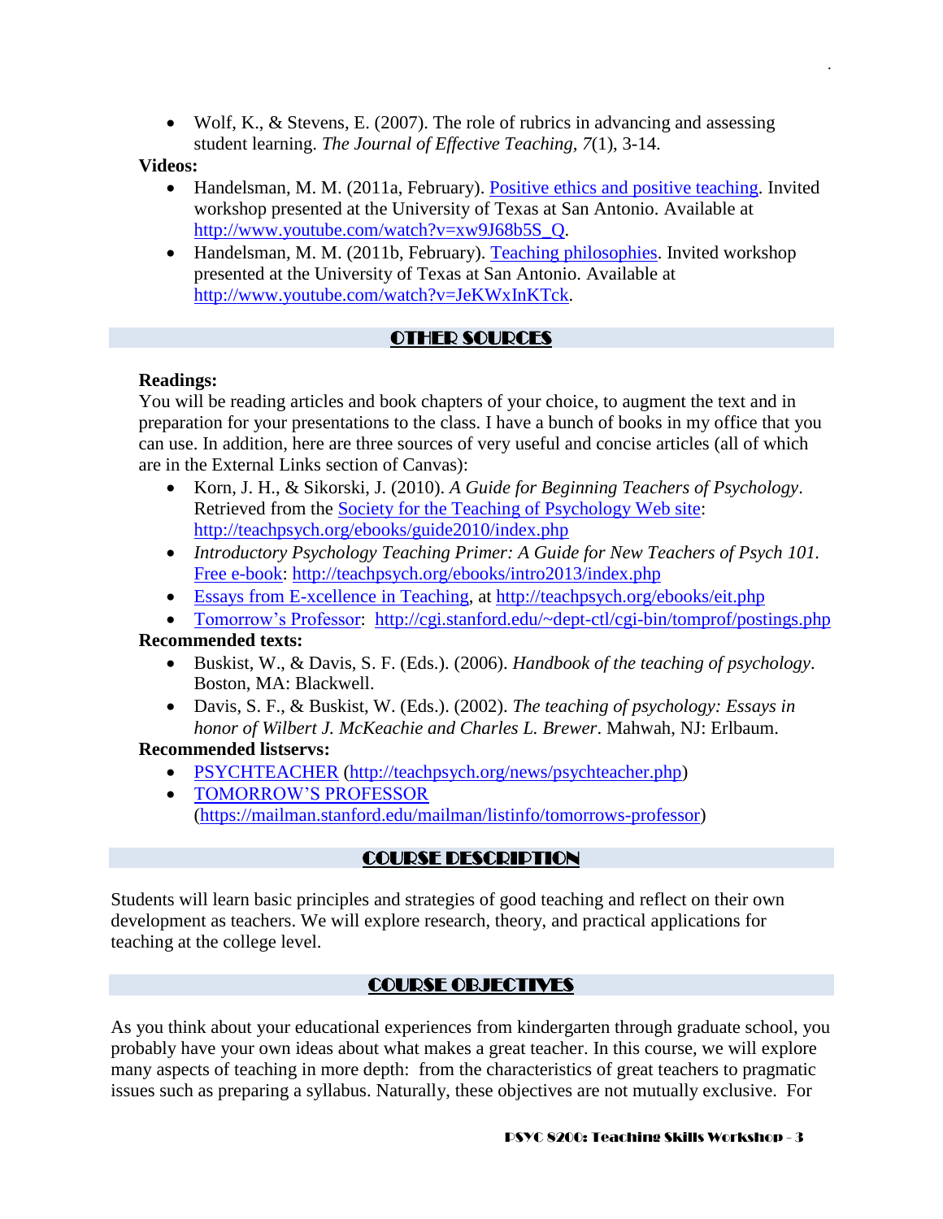- Wolf, K., & Stevens, E. (2007). The role of rubrics in advancing and assessing student learning. *The Journal of Effective Teaching, 7*(1), 3-14.

**Videos:**

- Handelsman, M. M. (2011a, February). Positive ethics and positive teaching. Invited workshop presented at the University of Texas at San Antonio. Available at http://www.youtube.com/watch?v=xw9J68b5S_Q.
- Handelsman, M. M. (2011b, February). Teaching philosophies. Invited workshop presented at the University of Texas at San Antonio. Available at http://www.youtube.com/watch?v=JeKWxInKTck.

## OTHER SOURCES

**Readings:**

You will be reading articles and book chapters of your choice, to augment the text and in preparation for your presentations to the class. I have a bunch of books in my office that you can use. In addition, here are three sources of very useful and concise articles (all of which are in the External Links section of Canvas):

- Korn, J. H., & Sikorski, J. (2010). *A Guide for Beginning Teachers of Psychology*. Retrieved from the Society for the Teaching of Psychology Web site: http://teachpsych.org/ebooks/guide2010/index.php
- *Introductory Psychology Teaching Primer: A Guide for New Teachers of Psych 101.* Free e-book: http://teachpsych.org/ebooks/intro2013/index.php
- Essays from E-xcellence in Teaching, at http://teachpsych.org/ebooks/eit.php
- Tomorrow's Professor: http://cgi.stanford.edu/~dept-ctl/cgi-bin/tomprof/postings.php

**Recommended texts:**

- Buskist, W., & Davis, S. F. (Eds.). (2006). *Handbook of the teaching of psychology*. Boston, MA: Blackwell.
- Davis, S. F., & Buskist, W. (Eds.). (2002). *The teaching of psychology: Essays in honor of Wilbert J. McKeachie and Charles L. Brewer*. Mahwah, NJ: Erlbaum.

**Recommended listservs:**

- PSYCHTEACHER (http://teachpsych.org/news/psychteacher.php)
- TOMORROW'S PROFESSOR (https://mailman.stanford.edu/mailman/listinfo/tomorrows-professor)

## COURSE DESCRIPTION

Students will learn basic principles and strategies of good teaching and reflect on their own development as teachers. We will explore research, theory, and practical applications for teaching at the college level.

## COURSE OBJECTIVES

As you think about your educational experiences from kindergarten through graduate school, you probably have your own ideas about what makes a great teacher. In this course, we will explore many aspects of teaching in more depth: from the characteristics of great teachers to pragmatic issues such as preparing a syllabus. Naturally, these objectives are not mutually exclusive. For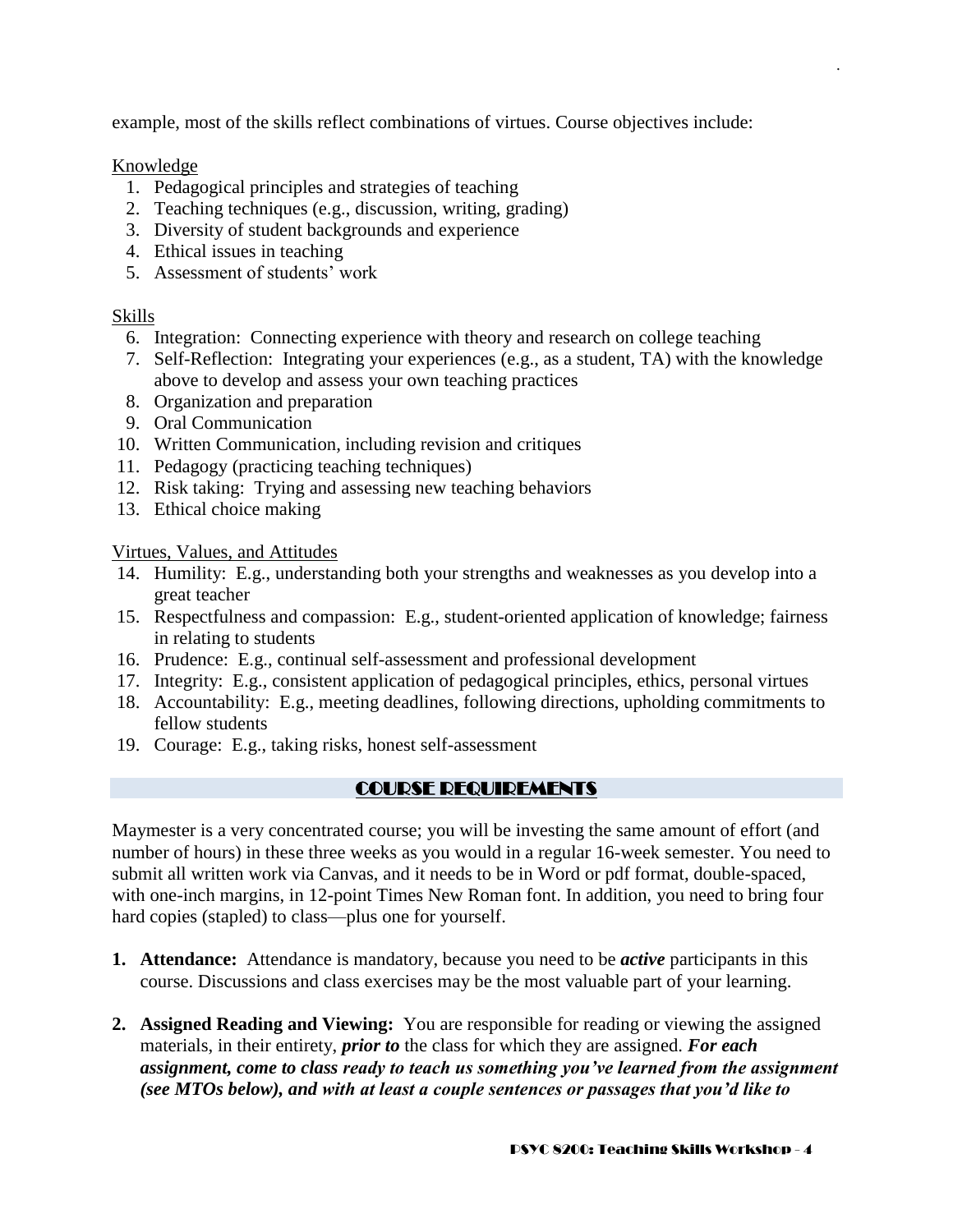example, most of the skills reflect combinations of virtues. Course objectives include:

Knowledge

1. Pedagogical principles and strategies of teaching
2. Teaching techniques (e.g., discussion, writing, grading)
3. Diversity of student backgrounds and experience
4. Ethical issues in teaching
5. Assessment of students' work

Skills

6. Integration: Connecting experience with theory and research on college teaching
7. Self-Reflection: Integrating your experiences (e.g., as a student, TA) with the knowledge above to develop and assess your own teaching practices
8. Organization and preparation
9. Oral Communication
10. Written Communication, including revision and critiques
11. Pedagogy (practicing teaching techniques)
12. Risk taking: Trying and assessing new teaching behaviors
13. Ethical choice making

Virtues, Values, and Attitudes

14. Humility: E.g., understanding both your strengths and weaknesses as you develop into a great teacher
15. Respectfulness and compassion: E.g., student-oriented application of knowledge; fairness in relating to students
16. Prudence: E.g., continual self-assessment and professional development
17. Integrity: E.g., consistent application of pedagogical principles, ethics, personal virtues
18. Accountability: E.g., meeting deadlines, following directions, upholding commitments to fellow students
19. Courage: E.g., taking risks, honest self-assessment

## COURSE REQUIREMENTS

Maymester is a very concentrated course; you will be investing the same amount of effort (and number of hours) in these three weeks as you would in a regular 16-week semester. You need to submit all written work via Canvas, and it needs to be in Word or pdf format, double-spaced, with one-inch margins, in 12-point Times New Roman font. In addition, you need to bring four hard copies (stapled) to class—plus one for yourself.

1. **Attendance:** Attendance is mandatory, because you need to be ***active*** participants in this course. Discussions and class exercises may be the most valuable part of your learning.

2. **Assigned Reading and Viewing:** You are responsible for reading or viewing the assigned materials, in their entirety, ***prior to*** the class for which they are assigned. ***For each assignment, come to class ready to teach us something you've learned from the assignment (see MTOs below), and with at least a couple sentences or passages that you'd like to***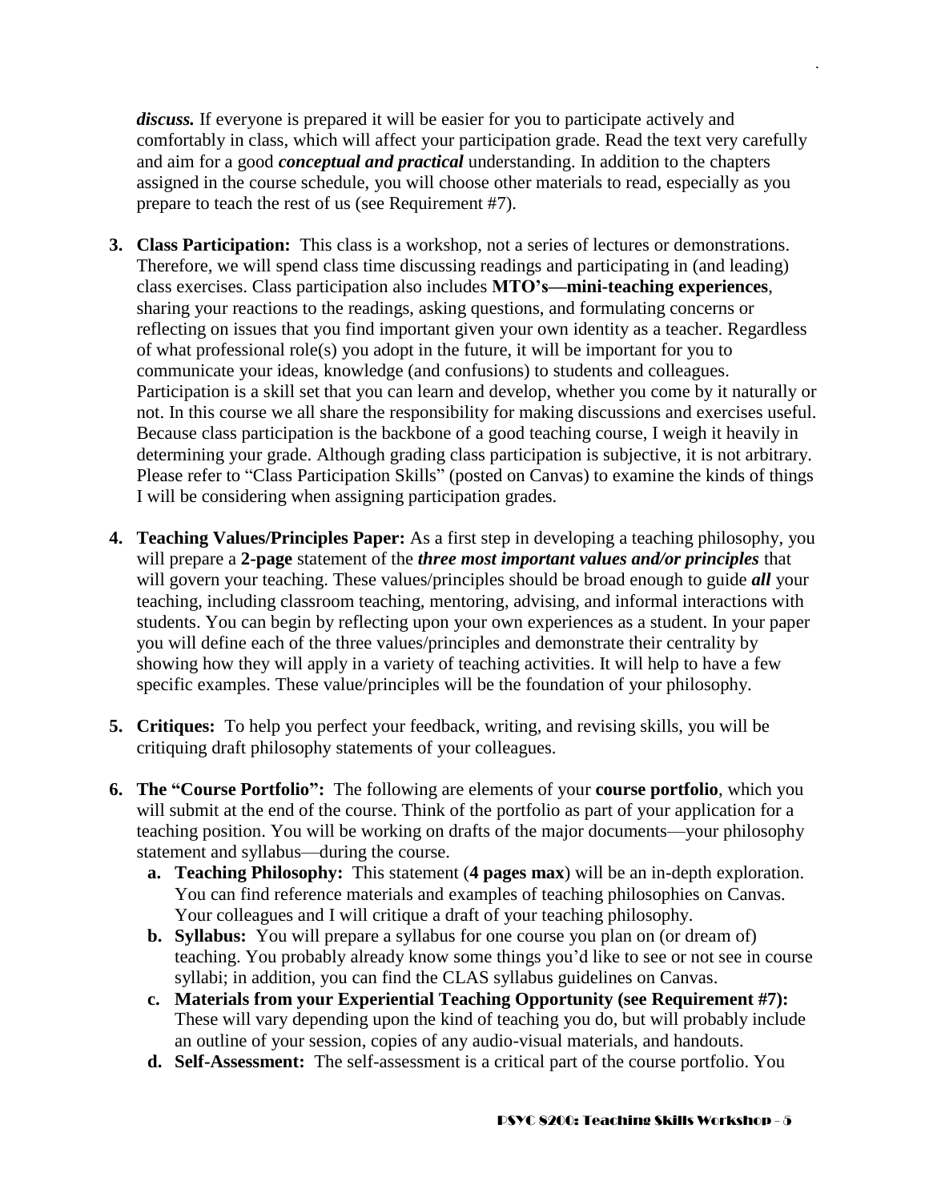***discuss.*** If everyone is prepared it will be easier for you to participate actively and comfortably in class, which will affect your participation grade. Read the text very carefully and aim for a good ***conceptual and practical*** understanding. In addition to the chapters assigned in the course schedule, you will choose other materials to read, especially as you prepare to teach the rest of us (see Requirement #7).

3. **Class Participation:** This class is a workshop, not a series of lectures or demonstrations. Therefore, we will spend class time discussing readings and participating in (and leading) class exercises. Class participation also includes **MTO's—mini-teaching experiences**, sharing your reactions to the readings, asking questions, and formulating concerns or reflecting on issues that you find important given your own identity as a teacher. Regardless of what professional role(s) you adopt in the future, it will be important for you to communicate your ideas, knowledge (and confusions) to students and colleagues. Participation is a skill set that you can learn and develop, whether you come by it naturally or not. In this course we all share the responsibility for making discussions and exercises useful. Because class participation is the backbone of a good teaching course, I weigh it heavily in determining your grade. Although grading class participation is subjective, it is not arbitrary. Please refer to "Class Participation Skills" (posted on Canvas) to examine the kinds of things I will be considering when assigning participation grades.

4. **Teaching Values/Principles Paper:** As a first step in developing a teaching philosophy, you will prepare a **2-page** statement of the ***three most important values and/or principles*** that will govern your teaching. These values/principles should be broad enough to guide ***all*** your teaching, including classroom teaching, mentoring, advising, and informal interactions with students. You can begin by reflecting upon your own experiences as a student. In your paper you will define each of the three values/principles and demonstrate their centrality by showing how they will apply in a variety of teaching activities. It will help to have a few specific examples. These value/principles will be the foundation of your philosophy.

5. **Critiques:** To help you perfect your feedback, writing, and revising skills, you will be critiquing draft philosophy statements of your colleagues.

6. **The "Course Portfolio":** The following are elements of your **course portfolio**, which you will submit at the end of the course. Think of the portfolio as part of your application for a teaching position. You will be working on drafts of the major documents—your philosophy statement and syllabus—during the course.
   a. **Teaching Philosophy:** This statement (**4 pages max**) will be an in-depth exploration. You can find reference materials and examples of teaching philosophies on Canvas. Your colleagues and I will critique a draft of your teaching philosophy.
   b. **Syllabus:** You will prepare a syllabus for one course you plan on (or dream of) teaching. You probably already know some things you'd like to see or not see in course syllabi; in addition, you can find the CLAS syllabus guidelines on Canvas.
   c. **Materials from your Experiential Teaching Opportunity (see Requirement #7):** These will vary depending upon the kind of teaching you do, but will probably include an outline of your session, copies of any audio-visual materials, and handouts.
   d. **Self-Assessment:** The self-assessment is a critical part of the course portfolio. You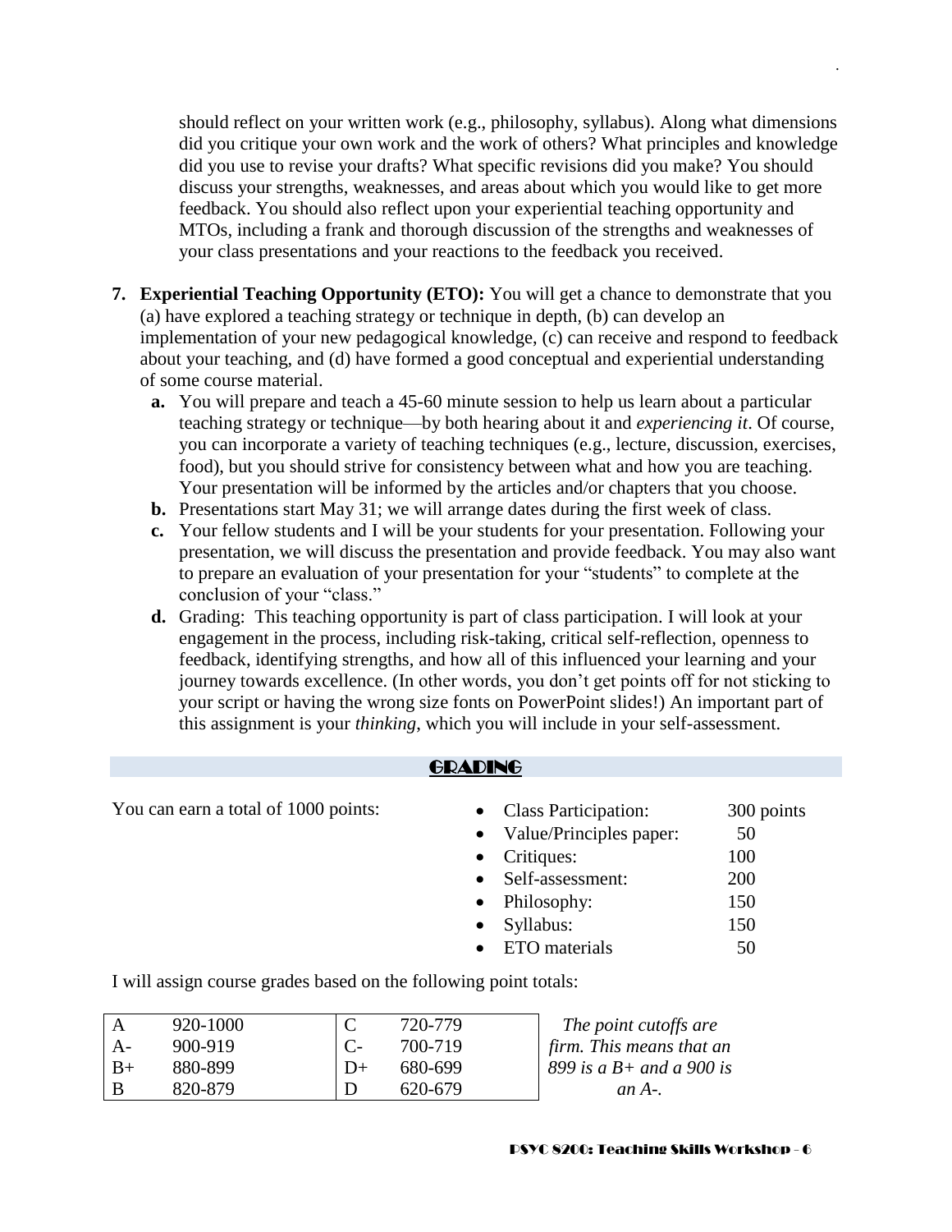should reflect on your written work (e.g., philosophy, syllabus). Along what dimensions did you critique your own work and the work of others? What principles and knowledge did you use to revise your drafts? What specific revisions did you make? You should discuss your strengths, weaknesses, and areas about which you would like to get more feedback. You should also reflect upon your experiential teaching opportunity and MTOs, including a frank and thorough discussion of the strengths and weaknesses of your class presentations and your reactions to the feedback you received.

7. **Experiential Teaching Opportunity (ETO):** You will get a chance to demonstrate that you (a) have explored a teaching strategy or technique in depth, (b) can develop an implementation of your new pedagogical knowledge, (c) can receive and respond to feedback about your teaching, and (d) have formed a good conceptual and experiential understanding of some course material.
   - **a.** You will prepare and teach a 45-60 minute session to help us learn about a particular teaching strategy or technique—by both hearing about it and *experiencing it*. Of course, you can incorporate a variety of teaching techniques (e.g., lecture, discussion, exercises, food), but you should strive for consistency between what and how you are teaching. Your presentation will be informed by the articles and/or chapters that you choose.
   - **b.** Presentations start May 31; we will arrange dates during the first week of class.
   - **c.** Your fellow students and I will be your students for your presentation. Following your presentation, we will discuss the presentation and provide feedback. You may also want to prepare an evaluation of your presentation for your "students" to complete at the conclusion of your "class."
   - **d.** Grading: This teaching opportunity is part of class participation. I will look at your engagement in the process, including risk-taking, critical self-reflection, openness to feedback, identifying strengths, and how all of this influenced your learning and your journey towards excellence. (In other words, you don't get points off for not sticking to your script or having the wrong size fonts on PowerPoint slides!) An important part of this assignment is your *thinking*, which you will include in your self-assessment.

## GRADING

You can earn a total of 1000 points:

- Class Participation: 300 points
- Value/Principles paper: 50
- Critiques: 100
- Self-assessment: 200
- Philosophy: 150
- Syllabus: 150
- ETO materials 50

I will assign course grades based on the following point totals:

| | | | |
|---|---|---|---|
| A | 920-1000 | C | 720-779 |
| A- | 900-919 | C- | 700-719 |
| B+ | 880-899 | D+ | 680-699 |
| B | 820-879 | D | 620-679 |

*The point cutoffs are firm. This means that an 899 is a B+ and a 900 is an A-.*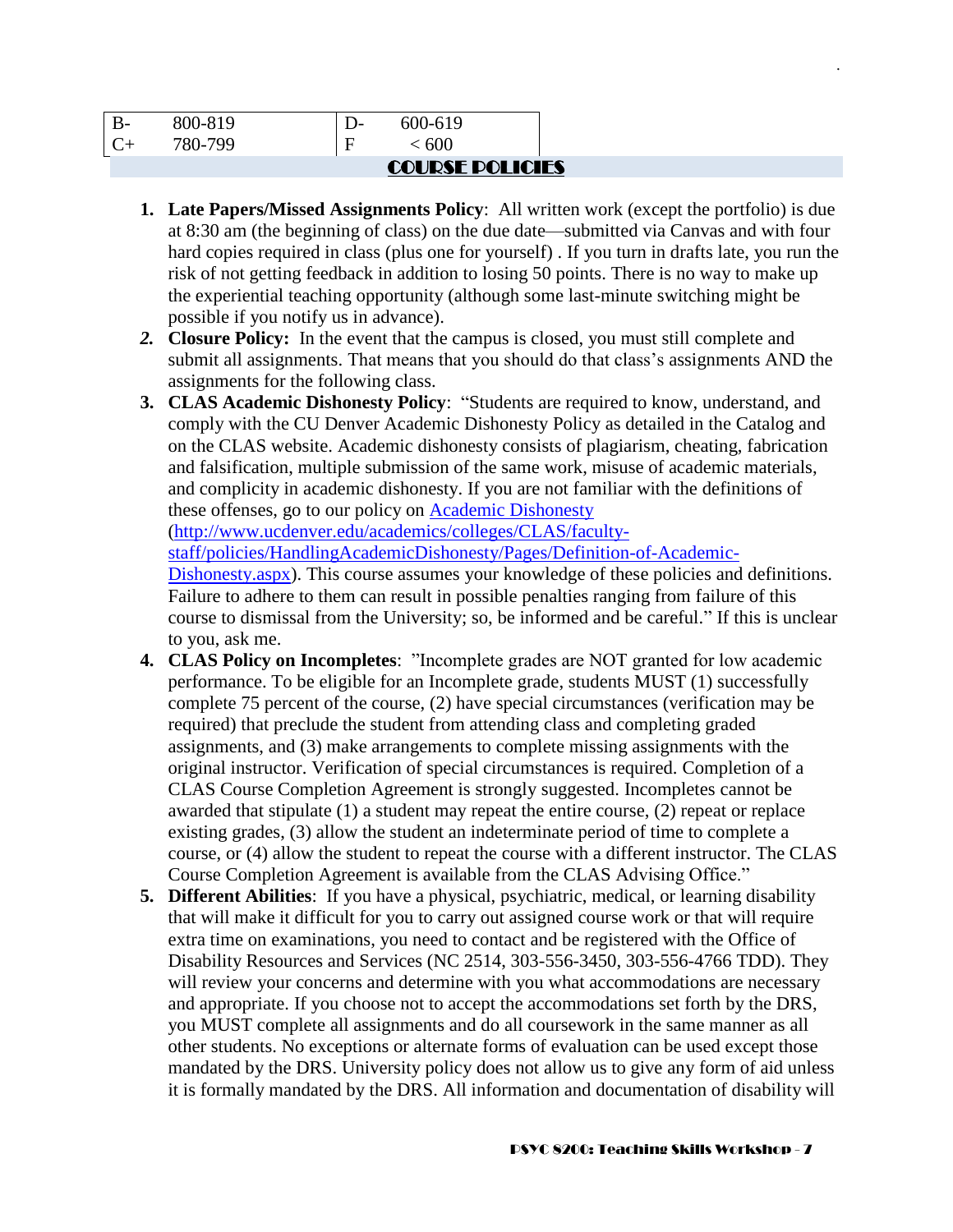| B- | 800-819 | D- | 600-619 |
|---|---|---|---|
| C+ | 780-799 | F | < 600 |

## COURSE POLICIES

1. **Late Papers/Missed Assignments Policy**: All written work (except the portfolio) is due at 8:30 am (the beginning of class) on the due date—submitted via Canvas and with four hard copies required in class (plus one for yourself) . If you turn in drafts late, you run the risk of not getting feedback in addition to losing 50 points. There is no way to make up the experiential teaching opportunity (although some last-minute switching might be possible if you notify us in advance).
2. **Closure Policy:** In the event that the campus is closed, you must still complete and submit all assignments. That means that you should do that class's assignments AND the assignments for the following class.
3. **CLAS Academic Dishonesty Policy**: "Students are required to know, understand, and comply with the CU Denver Academic Dishonesty Policy as detailed in the Catalog and on the CLAS website. Academic dishonesty consists of plagiarism, cheating, fabrication and falsification, multiple submission of the same work, misuse of academic materials, and complicity in academic dishonesty. If you are not familiar with the definitions of these offenses, go to our policy on [Academic Dishonesty](http://www.ucdenver.edu/academics/colleges/CLAS/faculty-staff/policies/HandlingAcademicDishonesty/Pages/Definition-of-Academic-Dishonesty.aspx) ([http://www.ucdenver.edu/academics/colleges/CLAS/faculty-staff/policies/HandlingAcademicDishonesty/Pages/Definition-of-Academic-Dishonesty.aspx](http://www.ucdenver.edu/academics/colleges/CLAS/faculty-staff/policies/HandlingAcademicDishonesty/Pages/Definition-of-Academic-Dishonesty.aspx)). This course assumes your knowledge of these policies and definitions. Failure to adhere to them can result in possible penalties ranging from failure of this course to dismissal from the University; so, be informed and be careful." If this is unclear to you, ask me.
4. **CLAS Policy on Incompletes**: "Incomplete grades are NOT granted for low academic performance. To be eligible for an Incomplete grade, students MUST (1) successfully complete 75 percent of the course, (2) have special circumstances (verification may be required) that preclude the student from attending class and completing graded assignments, and (3) make arrangements to complete missing assignments with the original instructor. Verification of special circumstances is required. Completion of a CLAS Course Completion Agreement is strongly suggested. Incompletes cannot be awarded that stipulate (1) a student may repeat the entire course, (2) repeat or replace existing grades, (3) allow the student an indeterminate period of time to complete a course, or (4) allow the student to repeat the course with a different instructor. The CLAS Course Completion Agreement is available from the CLAS Advising Office."
5. **Different Abilities**: If you have a physical, psychiatric, medical, or learning disability that will make it difficult for you to carry out assigned course work or that will require extra time on examinations, you need to contact and be registered with the Office of Disability Resources and Services (NC 2514, 303-556-3450, 303-556-4766 TDD). They will review your concerns and determine with you what accommodations are necessary and appropriate. If you choose not to accept the accommodations set forth by the DRS, you MUST complete all assignments and do all coursework in the same manner as all other students. No exceptions or alternate forms of evaluation can be used except those mandated by the DRS. University policy does not allow us to give any form of aid unless it is formally mandated by the DRS. All information and documentation of disability will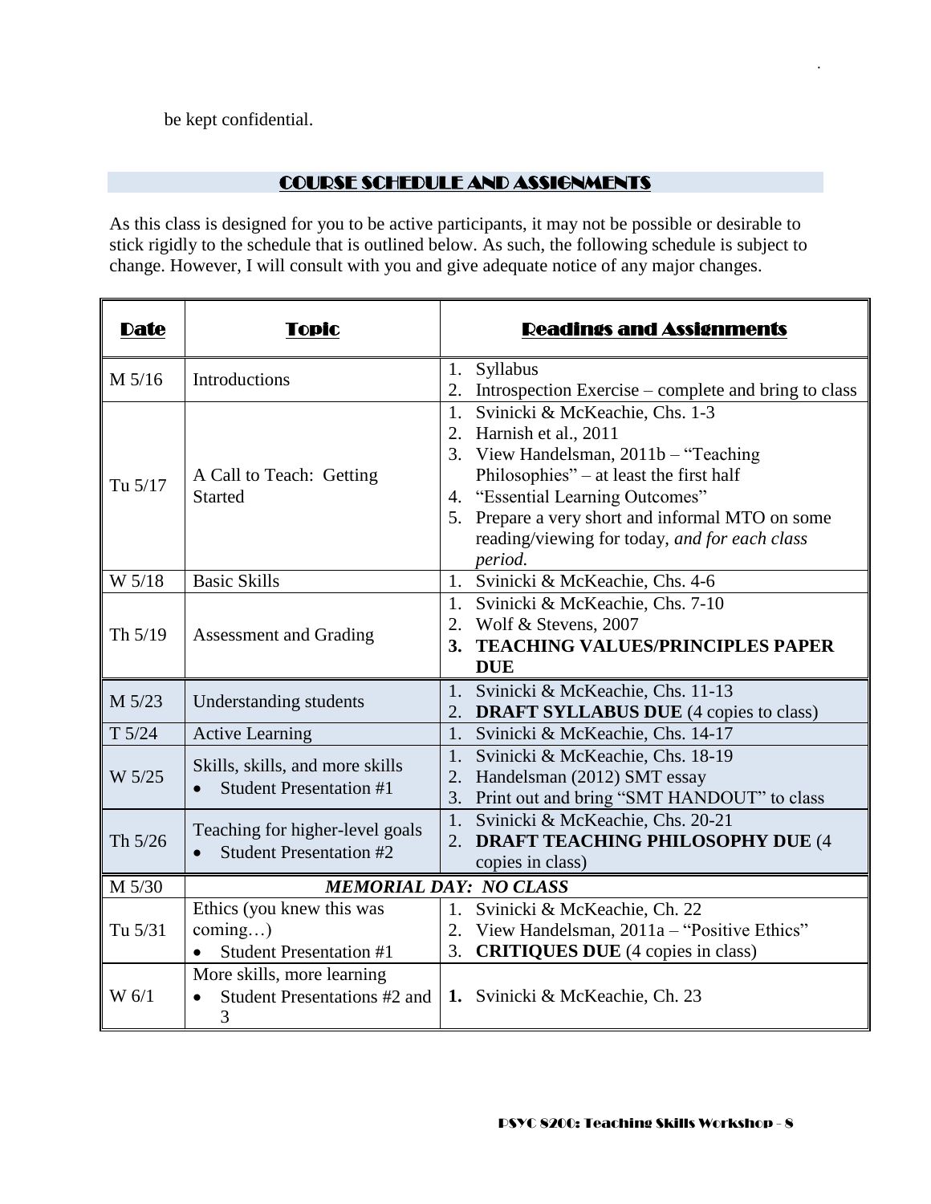be kept confidential.

## COURSE SCHEDULE AND ASSIGNMENTS

As this class is designed for you to be active participants, it may not be possible or desirable to stick rigidly to the schedule that is outlined below. As such, the following schedule is subject to change. However, I will consult with you and give adequate notice of any major changes.

| Date | Topic | Readings and Assignments |
|---|---|---|
| M 5/16 | Introductions | 1. Syllabus<br>2. Introspection Exercise – complete and bring to class |
| Tu 5/17 | A Call to Teach: Getting Started | 1. Svinicki & McKeachie, Chs. 1-3<br>2. Harnish et al., 2011<br>3. View Handelsman, 2011b – "Teaching Philosophies" – at least the first half<br>4. "Essential Learning Outcomes"<br>5. Prepare a very short and informal MTO on some reading/viewing for today, *and for each class period.* |
| W 5/18 | Basic Skills | 1. Svinicki & McKeachie, Chs. 4-6 |
| Th 5/19 | Assessment and Grading | 1. Svinicki & McKeachie, Chs. 7-10<br>2. Wolf & Stevens, 2007<br>**3. TEACHING VALUES/PRINCIPLES PAPER DUE** |
| M 5/23 | Understanding students | 1. Svinicki & McKeachie, Chs. 11-13<br>2. **DRAFT SYLLABUS DUE** (4 copies to class) |
| T 5/24 | Active Learning | 1. Svinicki & McKeachie, Chs. 14-17 |
| W 5/25 | Skills, skills, and more skills<br>• Student Presentation #1 | 1. Svinicki & McKeachie, Chs. 18-19<br>2. Handelsman (2012) SMT essay<br>3. Print out and bring "SMT HANDOUT" to class |
| Th 5/26 | Teaching for higher-level goals<br>• Student Presentation #2 | 1. Svinicki & McKeachie, Chs. 20-21<br>2. **DRAFT TEACHING PHILOSOPHY DUE** (4 copies in class) |
| M 5/30 | ***MEMORIAL DAY: NO CLASS*** | |
| Tu 5/31 | Ethics (you knew this was coming…)<br>• Student Presentation #1 | 1. Svinicki & McKeachie, Ch. 22<br>2. View Handelsman, 2011a – "Positive Ethics"<br>3. **CRITIQUES DUE** (4 copies in class) |
| W 6/1 | More skills, more learning<br>• Student Presentations #2 and 3 | **1.** Svinicki & McKeachie, Ch. 23 |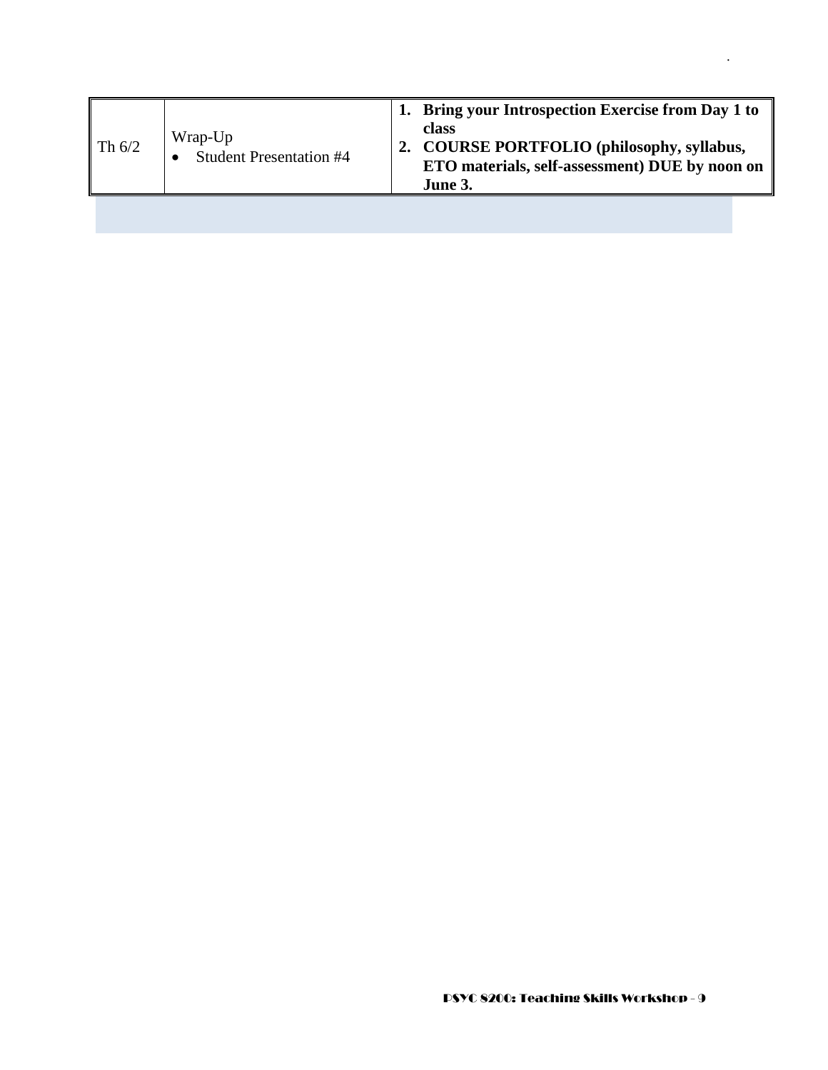| | | |
|---|---|---|
| Th 6/2 | Wrap-Up<br>• Student Presentation #4 | **1. Bring your Introspection Exercise from Day 1 to class**<br>**2. COURSE PORTFOLIO (philosophy, syllabus, ETO materials, self-assessment) DUE by noon on June 3.** |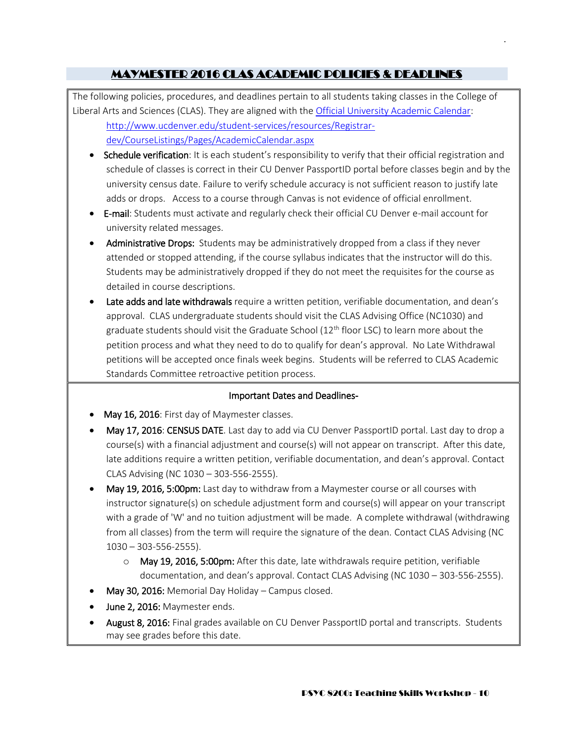## MAYMESTER 2016 CLAS ACADEMIC POLICIES & DEADLINES

The following policies, procedures, and deadlines pertain to all students taking classes in the College of Liberal Arts and Sciences (CLAS). They are aligned with the [Official University Academic Calendar](http://www.ucdenver.edu/student-services/resources/Registrar-dev/CourseListings/Pages/AcademicCalendar.aspx):

[http://www.ucdenver.edu/student-services/resources/Registrar-dev/CourseListings/Pages/AcademicCalendar.aspx](http://www.ucdenver.edu/student-services/resources/Registrar-dev/CourseListings/Pages/AcademicCalendar.aspx)

- **Schedule verification**: It is each student's responsibility to verify that their official registration and schedule of classes is correct in their CU Denver PassportID portal before classes begin and by the university census date. Failure to verify schedule accuracy is not sufficient reason to justify late adds or drops. Access to a course through Canvas is not evidence of official enrollment.
- **E-mail**: Students must activate and regularly check their official CU Denver e-mail account for university related messages.
- **Administrative Drops:** Students may be administratively dropped from a class if they never attended or stopped attending, if the course syllabus indicates that the instructor will do this. Students may be administratively dropped if they do not meet the requisites for the course as detailed in course descriptions.
- **Late adds and late withdrawals** require a written petition, verifiable documentation, and dean's approval. CLAS undergraduate students should visit the CLAS Advising Office (NC1030) and graduate students should visit the Graduate School (12th floor LSC) to learn more about the petition process and what they need to do to qualify for dean's approval. No Late Withdrawal petitions will be accepted once finals week begins. Students will be referred to CLAS Academic Standards Committee retroactive petition process.

### Important Dates and Deadlines-

- **May 16, 2016**: First day of Maymester classes.
- **May 17, 2016**: **CENSUS DATE**. Last day to add via CU Denver PassportID portal. Last day to drop a course(s) with a financial adjustment and course(s) will not appear on transcript. After this date, late additions require a written petition, verifiable documentation, and dean's approval. Contact CLAS Advising (NC 1030 – 303-556-2555).
- **May 19, 2016, 5:00pm:** Last day to withdraw from a Maymester course or all courses with instructor signature(s) on schedule adjustment form and course(s) will appear on your transcript with a grade of 'W' and no tuition adjustment will be made. A complete withdrawal (withdrawing from all classes) from the term will require the signature of the dean. Contact CLAS Advising (NC 1030 – 303-556-2555).
  - **May 19, 2016, 5:00pm:** After this date, late withdrawals require petition, verifiable documentation, and dean's approval. Contact CLAS Advising (NC 1030 – 303-556-2555).
- **May 30, 2016:** Memorial Day Holiday – Campus closed.
- **June 2, 2016:** Maymester ends.
- **August 8, 2016:** Final grades available on CU Denver PassportID portal and transcripts. Students may see grades before this date.